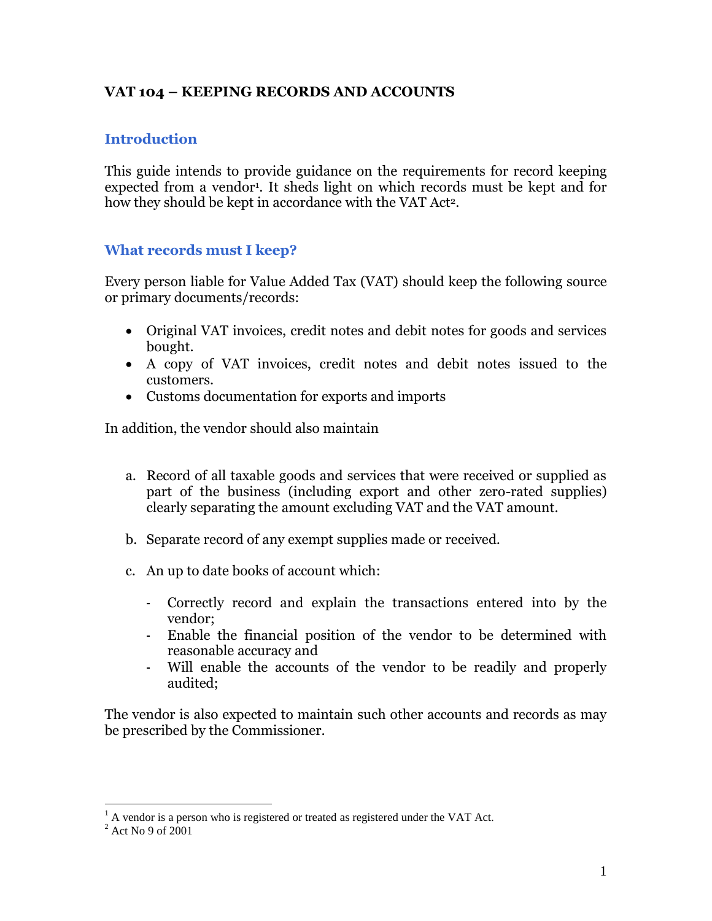# VAT 104 – KEEPING RECORDS AND ACCOUNTS

## Introduction

This guide intends to provide guidance on the requirements for record keeping expected from a vendor[1]. It sheds light on which records must be kept and for how they should be kept in accordance with the VAT Act[2].

## What records must I keep?

Every person liable for Value Added Tax (VAT) should keep the following source or primary documents/records:

- Original VAT invoices, credit notes and debit notes for goods and services bought.
- A copy of VAT invoices, credit notes and debit notes issued to the customers.
- Customs documentation for exports and imports

In addition, the vendor should also maintain

a. Record of all taxable goods and services that were received or supplied as part of the business (including export and other zero-rated supplies) clearly separating the amount excluding VAT and the VAT amount.

b. Separate record of any exempt supplies made or received.

c. An up to date books of account which:

   - Correctly record and explain the transactions entered into by the vendor;
   - Enable the financial position of the vendor to be determined with reasonable accuracy and
   - Will enable the accounts of the vendor to be readily and properly audited;

The vendor is also expected to maintain such other accounts and records as may be prescribed by the Commissioner.

---

[1] A vendor is a person who is registered or treated as registered under the VAT Act.

[2] Act No 9 of 2001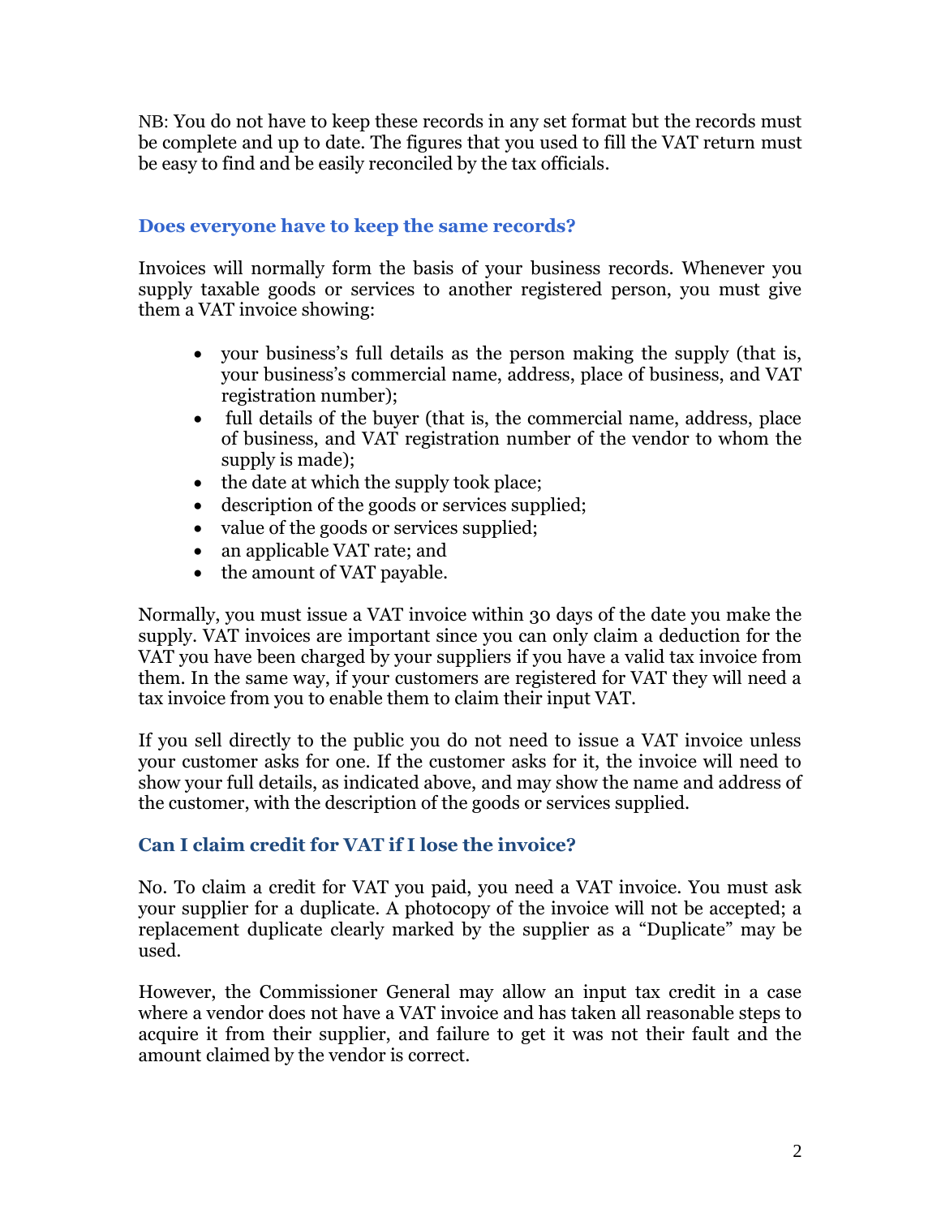NB: You do not have to keep these records in any set format but the records must be complete and up to date. The figures that you used to fill the VAT return must be easy to find and be easily reconciled by the tax officials.

### Does everyone have to keep the same records?

Invoices will normally form the basis of your business records. Whenever you supply taxable goods or services to another registered person, you must give them a VAT invoice showing:

- your business's full details as the person making the supply (that is, your business's commercial name, address, place of business, and VAT registration number);
- full details of the buyer (that is, the commercial name, address, place of business, and VAT registration number of the vendor to whom the supply is made);
- the date at which the supply took place;
- description of the goods or services supplied;
- value of the goods or services supplied;
- an applicable VAT rate; and
- the amount of VAT payable.

Normally, you must issue a VAT invoice within 30 days of the date you make the supply. VAT invoices are important since you can only claim a deduction for the VAT you have been charged by your suppliers if you have a valid tax invoice from them. In the same way, if your customers are registered for VAT they will need a tax invoice from you to enable them to claim their input VAT.

If you sell directly to the public you do not need to issue a VAT invoice unless your customer asks for one. If the customer asks for it, the invoice will need to show your full details, as indicated above, and may show the name and address of the customer, with the description of the goods or services supplied.

### Can I claim credit for VAT if I lose the invoice?

No. To claim a credit for VAT you paid, you need a VAT invoice. You must ask your supplier for a duplicate. A photocopy of the invoice will not be accepted; a replacement duplicate clearly marked by the supplier as a "Duplicate" may be used.

However, the Commissioner General may allow an input tax credit in a case where a vendor does not have a VAT invoice and has taken all reasonable steps to acquire it from their supplier, and failure to get it was not their fault and the amount claimed by the vendor is correct.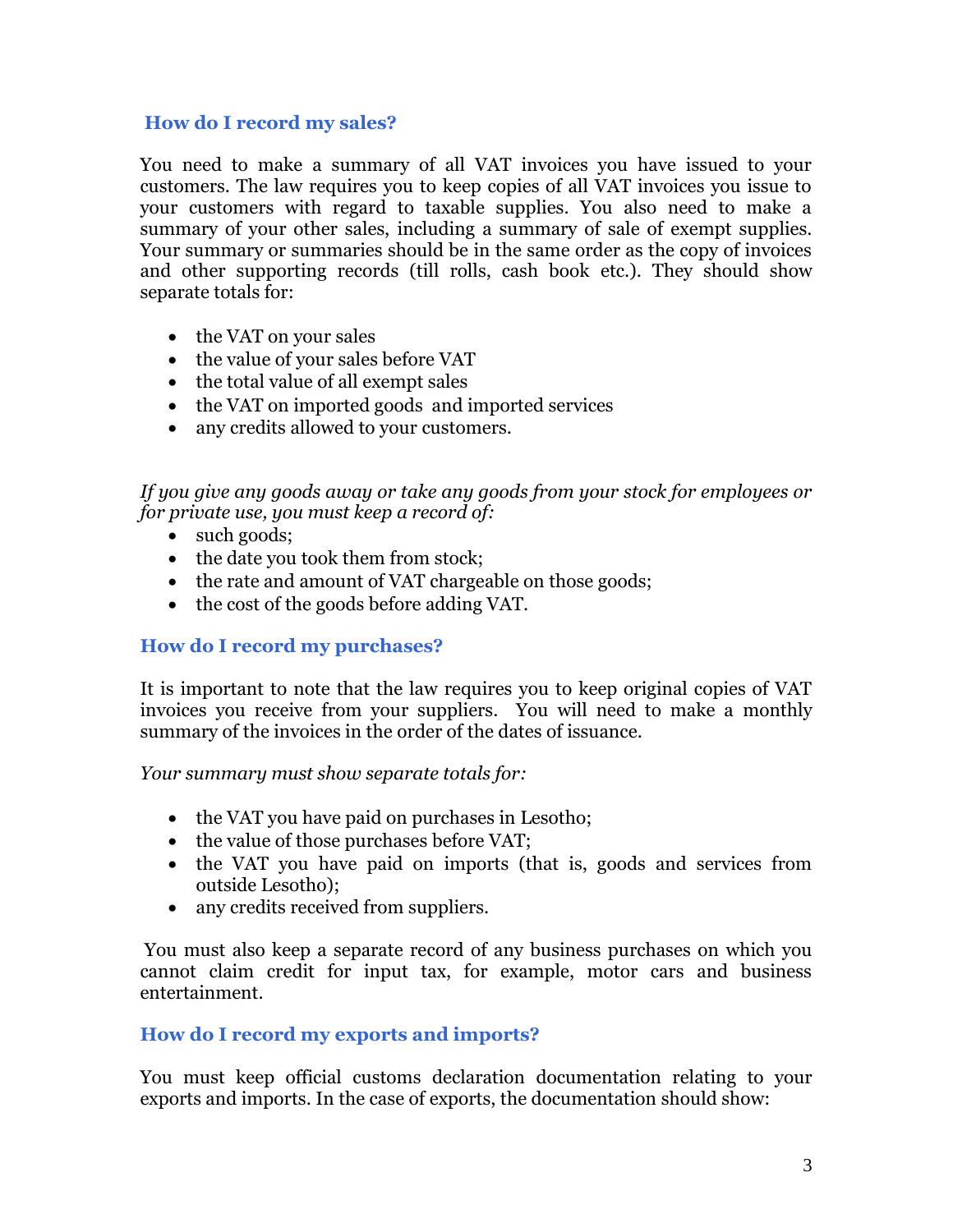## How do I record my sales?

You need to make a summary of all VAT invoices you have issued to your customers. The law requires you to keep copies of all VAT invoices you issue to your customers with regard to taxable supplies. You also need to make a summary of your other sales, including a summary of sale of exempt supplies. Your summary or summaries should be in the same order as the copy of invoices and other supporting records (till rolls, cash book etc.). They should show separate totals for:

- the VAT on your sales
- the value of your sales before VAT
- the total value of all exempt sales
- the VAT on imported goods and imported services
- any credits allowed to your customers.

*If you give any goods away or take any goods from your stock for employees or for private use, you must keep a record of:*

- such goods;
- the date you took them from stock;
- the rate and amount of VAT chargeable on those goods;
- the cost of the goods before adding VAT.

## How do I record my purchases?

It is important to note that the law requires you to keep original copies of VAT invoices you receive from your suppliers. You will need to make a monthly summary of the invoices in the order of the dates of issuance.

*Your summary must show separate totals for:*

- the VAT you have paid on purchases in Lesotho;
- the value of those purchases before VAT;
- the VAT you have paid on imports (that is, goods and services from outside Lesotho);
- any credits received from suppliers.

You must also keep a separate record of any business purchases on which you cannot claim credit for input tax, for example, motor cars and business entertainment.

## How do I record my exports and imports?

You must keep official customs declaration documentation relating to your exports and imports. In the case of exports, the documentation should show: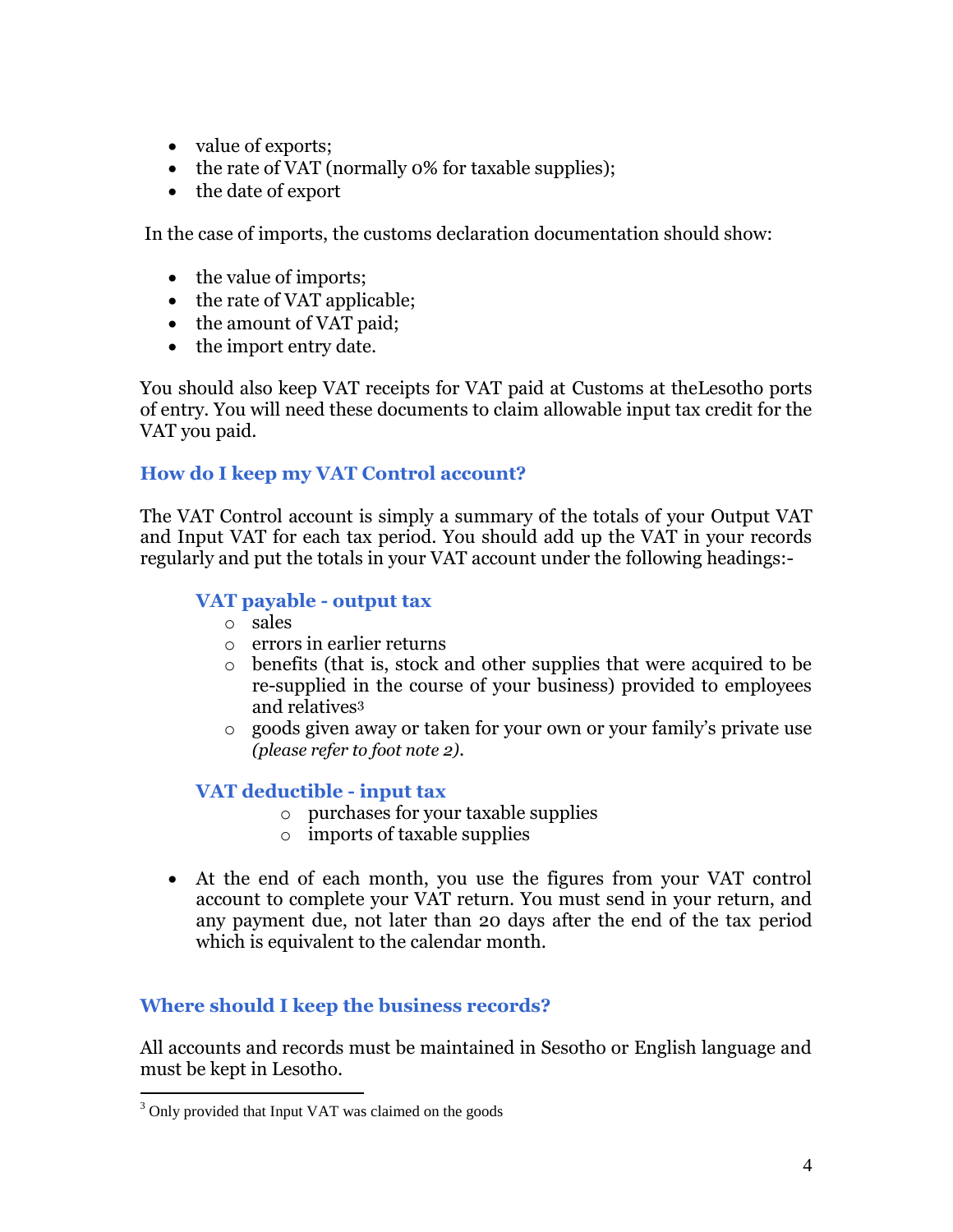- value of exports;
- the rate of VAT (normally 0% for taxable supplies);
- the date of export

In the case of imports, the customs declaration documentation should show:

- the value of imports;
- the rate of VAT applicable;
- the amount of VAT paid;
- the import entry date.

You should also keep VAT receipts for VAT paid at Customs at theLesotho ports of entry. You will need these documents to claim allowable input tax credit for the VAT you paid.

### How do I keep my VAT Control account?

The VAT Control account is simply a summary of the totals of your Output VAT and Input VAT for each tax period. You should add up the VAT in your records regularly and put the totals in your VAT account under the following headings:-

#### VAT payable - output tax

- sales
- errors in earlier returns
- benefits (that is, stock and other supplies that were acquired to be re-supplied in the course of your business) provided to employees and relatives[3]
- goods given away or taken for your own or your family's private use *(please refer to foot note 2)*.

#### VAT deductible - input tax

- purchases for your taxable supplies
- imports of taxable supplies

- At the end of each month, you use the figures from your VAT control account to complete your VAT return. You must send in your return, and any payment due, not later than 20 days after the end of the tax period which is equivalent to the calendar month.

### Where should I keep the business records?

All accounts and records must be maintained in Sesotho or English language and must be kept in Lesotho.

---

[3] Only provided that Input VAT was claimed on the goods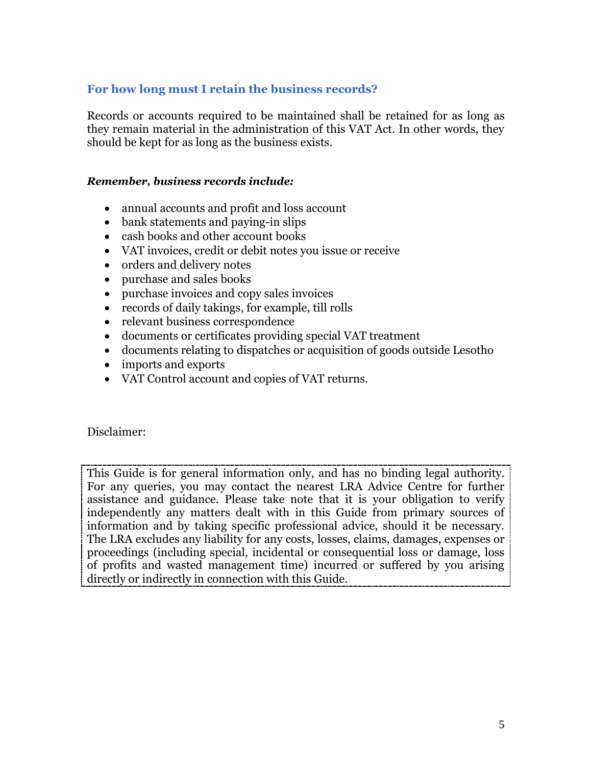### For how long must I retain the business records?

Records or accounts required to be maintained shall be retained for as long as they remain material in the administration of this VAT Act. In other words, they should be kept for as long as the business exists.

***Remember, business records include:***

- annual accounts and profit and loss account
- bank statements and paying-in slips
- cash books and other account books
- VAT invoices, credit or debit notes you issue or receive
- orders and delivery notes
- purchase and sales books
- purchase invoices and copy sales invoices
- records of daily takings, for example, till rolls
- relevant business correspondence
- documents or certificates providing special VAT treatment
- documents relating to dispatches or acquisition of goods outside Lesotho
- imports and exports
- VAT Control account and copies of VAT returns.

Disclaimer:

This Guide is for general information only, and has no binding legal authority. For any queries, you may contact the nearest LRA Advice Centre for further assistance and guidance. Please take note that it is your obligation to verify independently any matters dealt with in this Guide from primary sources of information and by taking specific professional advice, should it be necessary. The LRA excludes any liability for any costs, losses, claims, damages, expenses or proceedings (including special, incidental or consequential loss or damage, loss of profits and wasted management time) incurred or suffered by you arising directly or indirectly in connection with this Guide.